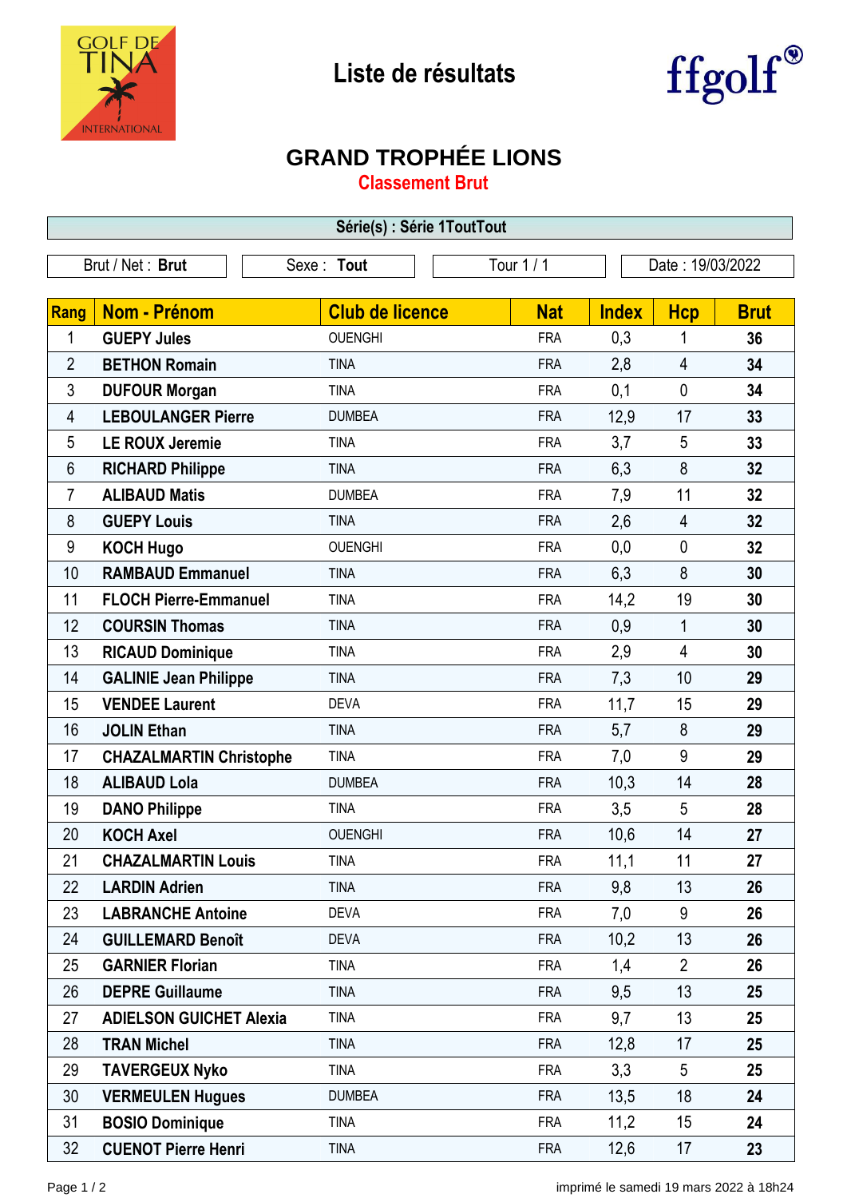# Liste de résultats

ffgolf®

## GRAND TROPHÉE LIONS

### Classement Brut

**Série(s) : Série 1ToutTout**

| Brut / Net : **Brut** | Sexe : **Tout** | Tour 1 / 1 | Date : 19/03/2022 |
|---|---|---|---|

| Rang | Nom - Prénom | Club de licence | Nat | Index | Hcp | Brut |
|---|---|---|---|---|---|---|
| 1 | **GUEPY Jules** | OUENGHI | FRA | 0,3 | 1 | **36** |
| 2 | **BETHON Romain** | TINA | FRA | 2,8 | 4 | **34** |
| 3 | **DUFOUR Morgan** | TINA | FRA | 0,1 | 0 | **34** |
| 4 | **LEBOULANGER Pierre** | DUMBEA | FRA | 12,9 | 17 | **33** |
| 5 | **LE ROUX Jeremie** | TINA | FRA | 3,7 | 5 | **33** |
| 6 | **RICHARD Philippe** | TINA | FRA | 6,3 | 8 | **32** |
| 7 | **ALIBAUD Matis** | DUMBEA | FRA | 7,9 | 11 | **32** |
| 8 | **GUEPY Louis** | TINA | FRA | 2,6 | 4 | **32** |
| 9 | **KOCH Hugo** | OUENGHI | FRA | 0,0 | 0 | **32** |
| 10 | **RAMBAUD Emmanuel** | TINA | FRA | 6,3 | 8 | **30** |
| 11 | **FLOCH Pierre-Emmanuel** | TINA | FRA | 14,2 | 19 | **30** |
| 12 | **COURSIN Thomas** | TINA | FRA | 0,9 | 1 | **30** |
| 13 | **RICAUD Dominique** | TINA | FRA | 2,9 | 4 | **30** |
| 14 | **GALINIE Jean Philippe** | TINA | FRA | 7,3 | 10 | **29** |
| 15 | **VENDEE Laurent** | DEVA | FRA | 11,7 | 15 | **29** |
| 16 | **JOLIN Ethan** | TINA | FRA | 5,7 | 8 | **29** |
| 17 | **CHAZALMARTIN Christophe** | TINA | FRA | 7,0 | 9 | **29** |
| 18 | **ALIBAUD Lola** | DUMBEA | FRA | 10,3 | 14 | **28** |
| 19 | **DANO Philippe** | TINA | FRA | 3,5 | 5 | **28** |
| 20 | **KOCH Axel** | OUENGHI | FRA | 10,6 | 14 | **27** |
| 21 | **CHAZALMARTIN Louis** | TINA | FRA | 11,1 | 11 | **27** |
| 22 | **LARDIN Adrien** | TINA | FRA | 9,8 | 13 | **26** |
| 23 | **LABRANCHE Antoine** | DEVA | FRA | 7,0 | 9 | **26** |
| 24 | **GUILLEMARD Benoît** | DEVA | FRA | 10,2 | 13 | **26** |
| 25 | **GARNIER Florian** | TINA | FRA | 1,4 | 2 | **26** |
| 26 | **DEPRE Guillaume** | TINA | FRA | 9,5 | 13 | **25** |
| 27 | **ADIELSON GUICHET Alexia** | TINA | FRA | 9,7 | 13 | **25** |
| 28 | **TRAN Michel** | TINA | FRA | 12,8 | 17 | **25** |
| 29 | **TAVERGEUX Nyko** | TINA | FRA | 3,3 | 5 | **25** |
| 30 | **VERMEULEN Hugues** | DUMBEA | FRA | 13,5 | 18 | **24** |
| 31 | **BOSIO Dominique** | TINA | FRA | 11,2 | 15 | **24** |
| 32 | **CUENOT Pierre Henri** | TINA | FRA | 12,6 | 17 | **23** |

imprimé le samedi 19 mars 2022 à 18h24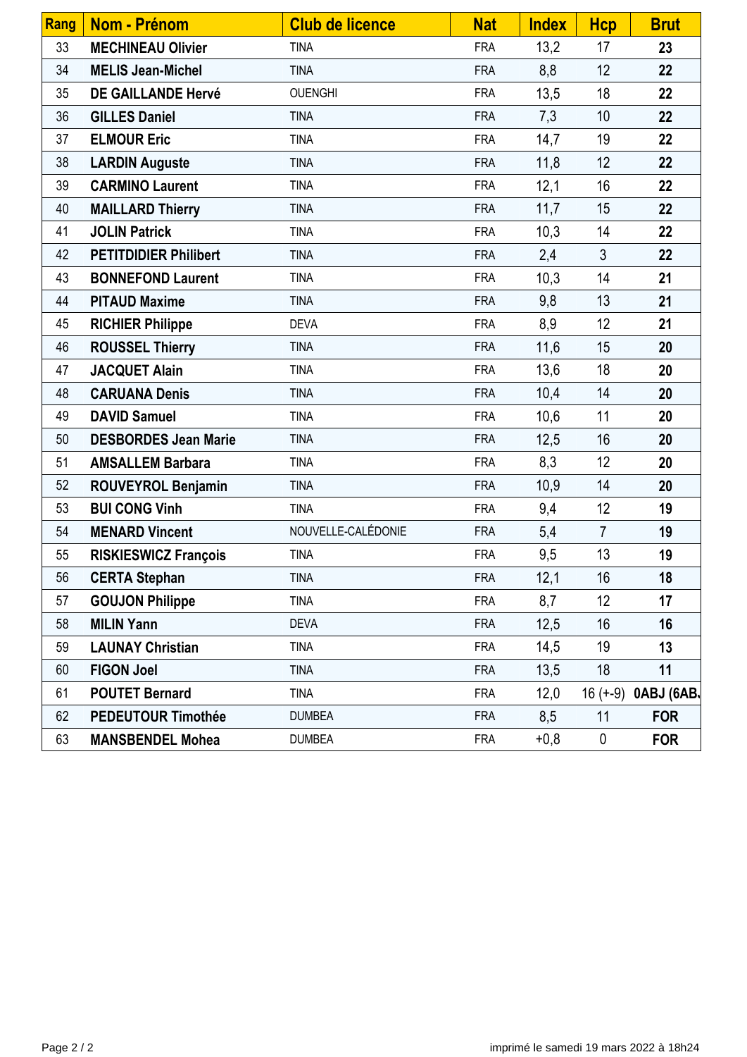| Rang | Nom - Prénom | Club de licence | Nat | Index | Hcp | Brut |
|---|---|---|---|---|---|---|
| 33 | **MECHINEAU Olivier** | TINA | FRA | 13,2 | 17 | **23** |
| 34 | **MELIS Jean-Michel** | TINA | FRA | 8,8 | 12 | **22** |
| 35 | **DE GAILLANDE Hervé** | OUENGHI | FRA | 13,5 | 18 | **22** |
| 36 | **GILLES Daniel** | TINA | FRA | 7,3 | 10 | **22** |
| 37 | **ELMOUR Eric** | TINA | FRA | 14,7 | 19 | **22** |
| 38 | **LARDIN Auguste** | TINA | FRA | 11,8 | 12 | **22** |
| 39 | **CARMINO Laurent** | TINA | FRA | 12,1 | 16 | **22** |
| 40 | **MAILLARD Thierry** | TINA | FRA | 11,7 | 15 | **22** |
| 41 | **JOLIN Patrick** | TINA | FRA | 10,3 | 14 | **22** |
| 42 | **PETITDIDIER Philibert** | TINA | FRA | 2,4 | 3 | **22** |
| 43 | **BONNEFOND Laurent** | TINA | FRA | 10,3 | 14 | **21** |
| 44 | **PITAUD Maxime** | TINA | FRA | 9,8 | 13 | **21** |
| 45 | **RICHIER Philippe** | DEVA | FRA | 8,9 | 12 | **21** |
| 46 | **ROUSSEL Thierry** | TINA | FRA | 11,6 | 15 | **20** |
| 47 | **JACQUET Alain** | TINA | FRA | 13,6 | 18 | **20** |
| 48 | **CARUANA Denis** | TINA | FRA | 10,4 | 14 | **20** |
| 49 | **DAVID Samuel** | TINA | FRA | 10,6 | 11 | **20** |
| 50 | **DESBORDES Jean Marie** | TINA | FRA | 12,5 | 16 | **20** |
| 51 | **AMSALLEM Barbara** | TINA | FRA | 8,3 | 12 | **20** |
| 52 | **ROUVEYROL Benjamin** | TINA | FRA | 10,9 | 14 | **20** |
| 53 | **BUI CONG Vinh** | TINA | FRA | 9,4 | 12 | **19** |
| 54 | **MENARD Vincent** | NOUVELLE-CALÉDONIE | FRA | 5,4 | 7 | **19** |
| 55 | **RISKIESWICZ François** | TINA | FRA | 9,5 | 13 | **19** |
| 56 | **CERTA Stephan** | TINA | FRA | 12,1 | 16 | **18** |
| 57 | **GOUJON Philippe** | TINA | FRA | 8,7 | 12 | **17** |
| 58 | **MILIN Yann** | DEVA | FRA | 12,5 | 16 | **16** |
| 59 | **LAUNAY Christian** | TINA | FRA | 14,5 | 19 | **13** |
| 60 | **FIGON Joel** | TINA | FRA | 13,5 | 18 | **11** |
| 61 | **POUTET Bernard** | TINA | FRA | 12,0 | 16 (+-9) | **0ABJ (6AB.** |
| 62 | **PEDEUTOUR Timothée** | DUMBEA | FRA | 8,5 | 11 | **FOR** |
| 63 | **MANSBENDEL Mohea** | DUMBEA | FRA | +0,8 | 0 | **FOR** |

imprimé le samedi 19 mars 2022 à 18h24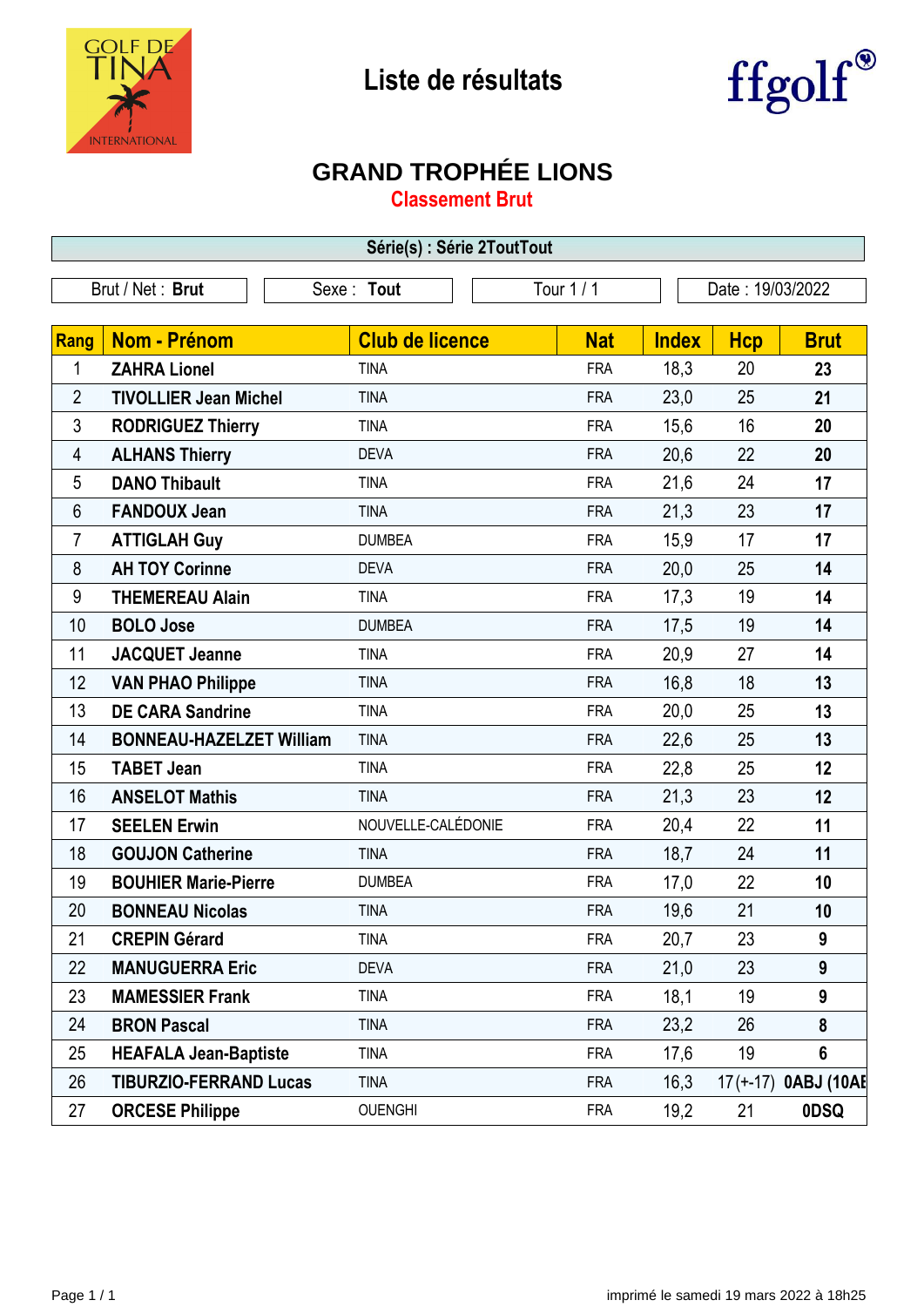# Liste de résultats

## GRAND TROPHÉE LIONS

### Classement Brut

**Série(s) : Série 2ToutTout**

| Brut / Net : **Brut** | Sexe : **Tout** | Tour 1 / 1 | Date : 19/03/2022 |
|---|---|---|---|

| Rang | Nom - Prénom | Club de licence | Nat | Index | Hcp | Brut |
|---|---|---|---|---|---|---|
| 1 | **ZAHRA Lionel** | TINA | FRA | 18,3 | 20 | **23** |
| 2 | **TIVOLLIER Jean Michel** | TINA | FRA | 23,0 | 25 | **21** |
| 3 | **RODRIGUEZ Thierry** | TINA | FRA | 15,6 | 16 | **20** |
| 4 | **ALHANS Thierry** | DEVA | FRA | 20,6 | 22 | **20** |
| 5 | **DANO Thibault** | TINA | FRA | 21,6 | 24 | **17** |
| 6 | **FANDOUX Jean** | TINA | FRA | 21,3 | 23 | **17** |
| 7 | **ATTIGLAH Guy** | DUMBEA | FRA | 15,9 | 17 | **17** |
| 8 | **AH TOY Corinne** | DEVA | FRA | 20,0 | 25 | **14** |
| 9 | **THEMEREAU Alain** | TINA | FRA | 17,3 | 19 | **14** |
| 10 | **BOLO Jose** | DUMBEA | FRA | 17,5 | 19 | **14** |
| 11 | **JACQUET Jeanne** | TINA | FRA | 20,9 | 27 | **14** |
| 12 | **VAN PHAO Philippe** | TINA | FRA | 16,8 | 18 | **13** |
| 13 | **DE CARA Sandrine** | TINA | FRA | 20,0 | 25 | **13** |
| 14 | **BONNEAU-HAZELZET William** | TINA | FRA | 22,6 | 25 | **13** |
| 15 | **TABET Jean** | TINA | FRA | 22,8 | 25 | **12** |
| 16 | **ANSELOT Mathis** | TINA | FRA | 21,3 | 23 | **12** |
| 17 | **SEELEN Erwin** | NOUVELLE-CALÉDONIE | FRA | 20,4 | 22 | **11** |
| 18 | **GOUJON Catherine** | TINA | FRA | 18,7 | 24 | **11** |
| 19 | **BOUHIER Marie-Pierre** | DUMBEA | FRA | 17,0 | 22 | **10** |
| 20 | **BONNEAU Nicolas** | TINA | FRA | 19,6 | 21 | **10** |
| 21 | **CREPIN Gérard** | TINA | FRA | 20,7 | 23 | **9** |
| 22 | **MANUGUERRA Eric** | DEVA | FRA | 21,0 | 23 | **9** |
| 23 | **MAMESSIER Frank** | TINA | FRA | 18,1 | 19 | **9** |
| 24 | **BRON Pascal** | TINA | FRA | 23,2 | 26 | **8** |
| 25 | **HEAFALA Jean-Baptiste** | TINA | FRA | 17,6 | 19 | **6** |
| 26 | **TIBURZIO-FERRAND Lucas** | TINA | FRA | 16,3 | 17(+-17) | **0ABJ (10AE** |
| 27 | **ORCESE Philippe** | OUENGHI | FRA | 19,2 | 21 | **0DSQ** |

imprimé le samedi 19 mars 2022 à 18h25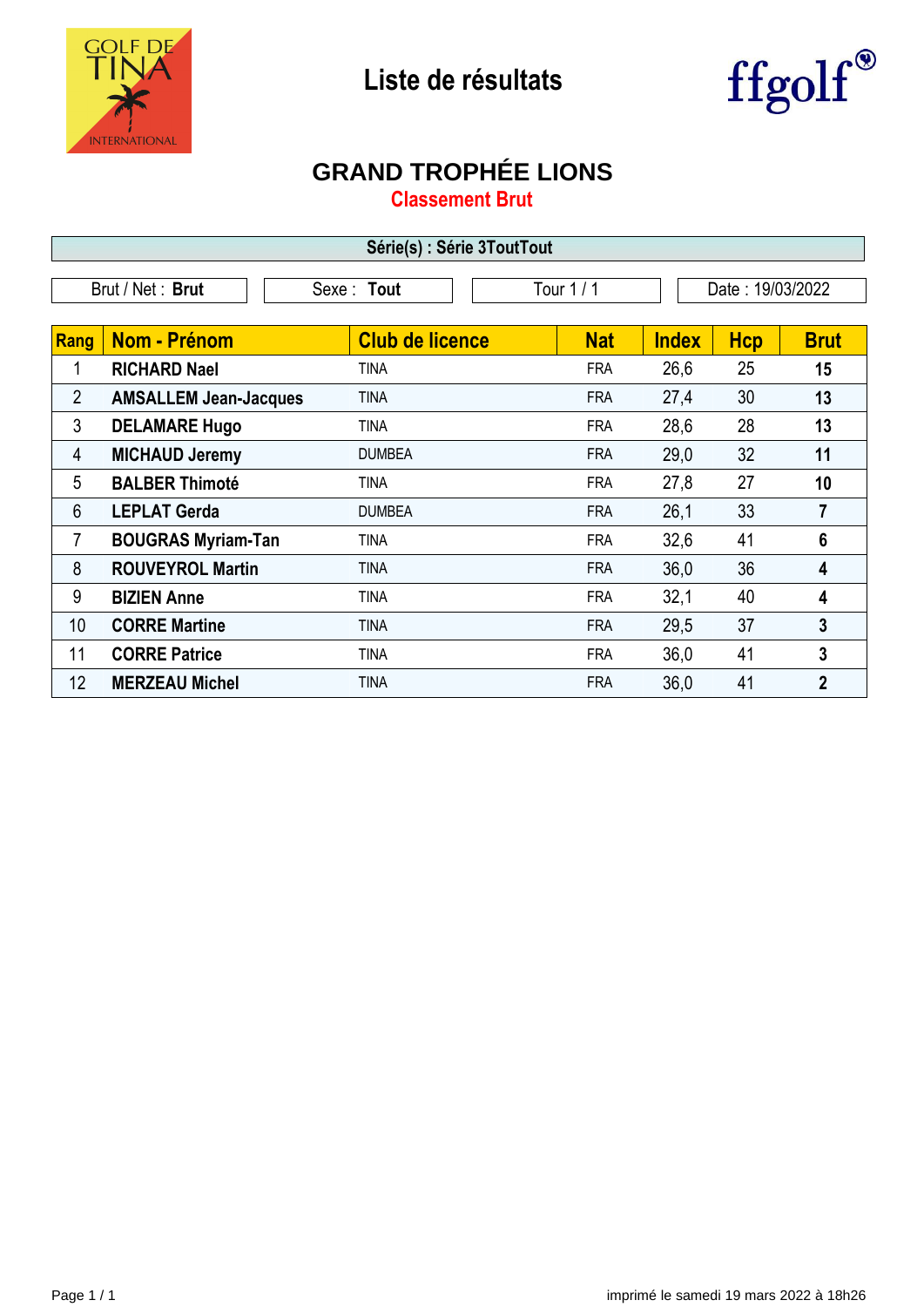# Liste de résultats

## GRAND TROPHÉE LIONS

**Classement Brut**

**Série(s) : Série 3ToutTout**

Brut / Net : **Brut** | Sexe : **Tout** | Tour 1 / 1 | Date : 19/03/2022

| Rang | Nom - Prénom | Club de licence | Nat | Index | Hcp | Brut |
|---|---|---|---|---|---|---|
| 1 | **RICHARD Nael** | TINA | FRA | 26,6 | 25 | **15** |
| 2 | **AMSALLEM Jean-Jacques** | TINA | FRA | 27,4 | 30 | **13** |
| 3 | **DELAMARE Hugo** | TINA | FRA | 28,6 | 28 | **13** |
| 4 | **MICHAUD Jeremy** | DUMBEA | FRA | 29,0 | 32 | **11** |
| 5 | **BALBER Thimoté** | TINA | FRA | 27,8 | 27 | **10** |
| 6 | **LEPLAT Gerda** | DUMBEA | FRA | 26,1 | 33 | **7** |
| 7 | **BOUGRAS Myriam-Tan** | TINA | FRA | 32,6 | 41 | **6** |
| 8 | **ROUVEYROL Martin** | TINA | FRA | 36,0 | 36 | **4** |
| 9 | **BIZIEN Anne** | TINA | FRA | 32,1 | 40 | **4** |
| 10 | **CORRE Martine** | TINA | FRA | 29,5 | 37 | **3** |
| 11 | **CORRE Patrice** | TINA | FRA | 36,0 | 41 | **3** |
| 12 | **MERZEAU Michel** | TINA | FRA | 36,0 | 41 | **2** |

imprimé le samedi 19 mars 2022 à 18h26